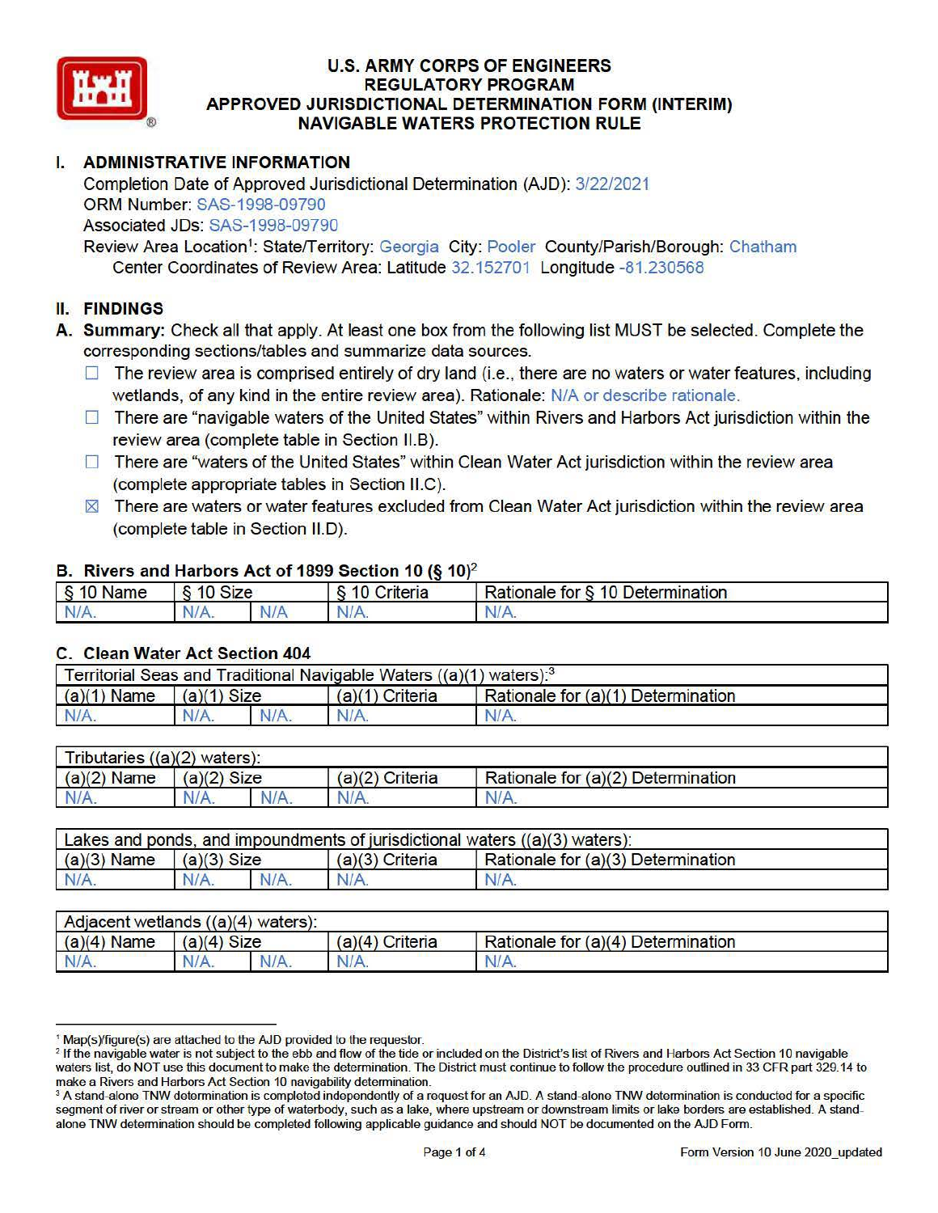# U.S. ARMY CORPS OF ENGINEERS
## REGULATORY PROGRAM
## APPROVED JURISDICTIONAL DETERMINATION FORM (INTERIM)
## NAVIGABLE WATERS PROTECTION RULE

## I. ADMINISTRATIVE INFORMATION

Completion Date of Approved Jurisdictional Determination (AJD): 3/22/2021
ORM Number: SAS-1998-09790
Associated JDs: SAS-1998-09790
Review Area Location[1]: State/Territory: Georgia City: Pooler County/Parish/Borough: Chatham
Center Coordinates of Review Area: Latitude 32.152701 Longitude -81.230568

## II. FINDINGS

**A. Summary:** Check all that apply. At least one box from the following list MUST be selected. Complete the corresponding sections/tables and summarize data sources.

- ☐ The review area is comprised entirely of dry land (i.e., there are no waters or water features, including wetlands, of any kind in the entire review area). Rationale: N/A or describe rationale.
- ☐ There are "navigable waters of the United States" within Rivers and Harbors Act jurisdiction within the review area (complete table in Section II.B).
- ☐ There are "waters of the United States" within Clean Water Act jurisdiction within the review area (complete appropriate tables in Section II.C).
- ☒ There are waters or water features excluded from Clean Water Act jurisdiction within the review area (complete table in Section II.D).

**B. Rivers and Harbors Act of 1899 Section 10 (§ 10)[2]**

| § 10 Name | § 10 Size | | § 10 Criteria | Rationale for § 10 Determination |
|---|---|---|---|---|
| N/A. | N/A. | N/A | N/A. | N/A. |

**C. Clean Water Act Section 404**

| Territorial Seas and Traditional Navigable Waters ((a)(1) waters):[3] | | | | |
|---|---|---|---|---|
| (a)(1) Name | (a)(1) Size | | (a)(1) Criteria | Rationale for (a)(1) Determination |
| N/A. | N/A. | N/A. | N/A. | N/A. |

| Tributaries ((a)(2) waters): | | | | |
|---|---|---|---|---|
| (a)(2) Name | (a)(2) Size | | (a)(2) Criteria | Rationale for (a)(2) Determination |
| N/A. | N/A. | N/A. | N/A. | N/A. |

| Lakes and ponds, and impoundments of jurisdictional waters ((a)(3) waters): | | | | |
|---|---|---|---|---|
| (a)(3) Name | (a)(3) Size | | (a)(3) Criteria | Rationale for (a)(3) Determination |
| N/A. | N/A. | N/A. | N/A. | N/A. |

| Adjacent wetlands ((a)(4) waters): | | | | |
|---|---|---|---|---|
| (a)(4) Name | (a)(4) Size | | (a)(4) Criteria | Rationale for (a)(4) Determination |
| N/A. | N/A. | N/A. | N/A. | N/A. |

---

[1] Map(s)/figure(s) are attached to the AJD provided to the requestor.

[2] If the navigable water is not subject to the ebb and flow of the tide or included on the District's list of Rivers and Harbors Act Section 10 navigable waters list, do NOT use this document to make the determination. The District must continue to follow the procedure outlined in 33 CFR part 329.14 to make a Rivers and Harbors Act Section 10 navigability determination.

[3] A stand-alone TNW determination is completed independently of a request for an AJD. A stand-alone TNW determination is conducted for a specific segment of river or stream or other type of waterbody, such as a lake, where upstream or downstream limits or lake borders are established. A stand-alone TNW determination should be completed following applicable guidance and should NOT be documented on the AJD Form.

Form Version 10 June 2020_updated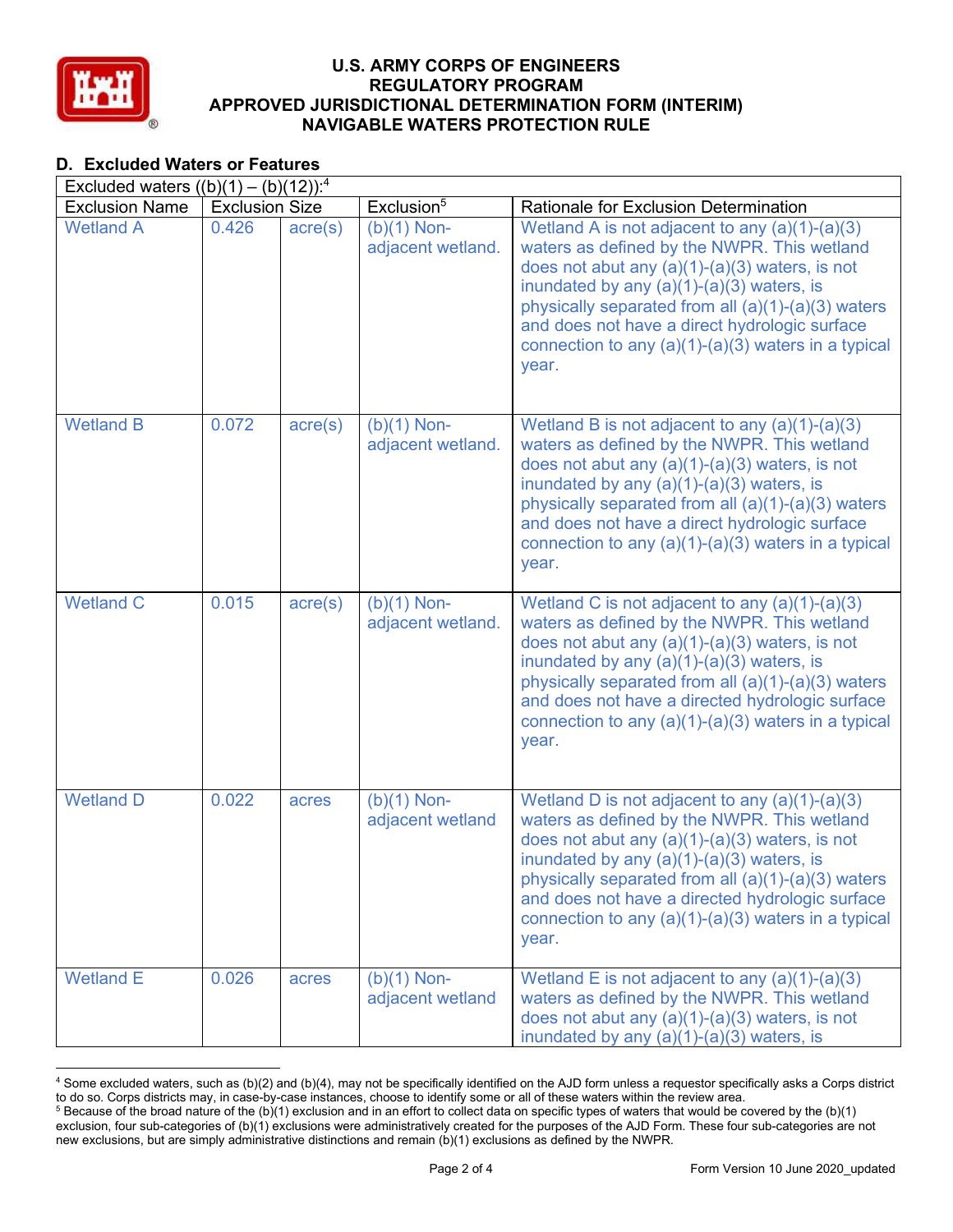## D. Excluded Waters or Features

| Excluded waters ((b)(1) – (b)(12)):[4] | | | | |
|---|---|---|---|---|
| Exclusion Name | Exclusion Size | | Exclusion[5] | Rationale for Exclusion Determination |
| Wetland A | 0.426 | acre(s) | (b)(1) Non-adjacent wetland. | Wetland A is not adjacent to any (a)(1)-(a)(3) waters as defined by the NWPR. This wetland does not abut any (a)(1)-(a)(3) waters, is not inundated by any (a)(1)-(a)(3) waters, is physically separated from all (a)(1)-(a)(3) waters and does not have a direct hydrologic surface connection to any (a)(1)-(a)(3) waters in a typical year. |
| Wetland B | 0.072 | acre(s) | (b)(1) Non-adjacent wetland. | Wetland B is not adjacent to any (a)(1)-(a)(3) waters as defined by the NWPR. This wetland does not abut any (a)(1)-(a)(3) waters, is not inundated by any (a)(1)-(a)(3) waters, is physically separated from all (a)(1)-(a)(3) waters and does not have a direct hydrologic surface connection to any (a)(1)-(a)(3) waters in a typical year. |
| Wetland C | 0.015 | acre(s) | (b)(1) Non-adjacent wetland. | Wetland C is not adjacent to any (a)(1)-(a)(3) waters as defined by the NWPR. This wetland does not abut any (a)(1)-(a)(3) waters, is not inundated by any (a)(1)-(a)(3) waters, is physically separated from all (a)(1)-(a)(3) waters and does not have a directed hydrologic surface connection to any (a)(1)-(a)(3) waters in a typical year. |
| Wetland D | 0.022 | acres | (b)(1) Non-adjacent wetland | Wetland D is not adjacent to any (a)(1)-(a)(3) waters as defined by the NWPR. This wetland does not abut any (a)(1)-(a)(3) waters, is not inundated by any (a)(1)-(a)(3) waters, is physically separated from all (a)(1)-(a)(3) waters and does not have a directed hydrologic surface connection to any (a)(1)-(a)(3) waters in a typical year. |
| Wetland E | 0.026 | acres | (b)(1) Non-adjacent wetland | Wetland E is not adjacent to any (a)(1)-(a)(3) waters as defined by the NWPR. This wetland does not abut any (a)(1)-(a)(3) waters, is not inundated by any (a)(1)-(a)(3) waters, is |

[4] Some excluded waters, such as (b)(2) and (b)(4), may not be specifically identified on the AJD form unless a requestor specifically asks a Corps district to do so. Corps districts may, in case-by-case instances, choose to identify some or all of these waters within the review area.

[5] Because of the broad nature of the (b)(1) exclusion and in an effort to collect data on specific types of waters that would be covered by the (b)(1) exclusion, four sub-categories of (b)(1) exclusions were administratively created for the purposes of the AJD Form. These four sub-categories are not new exclusions, but are simply administrative distinctions and remain (b)(1) exclusions as defined by the NWPR.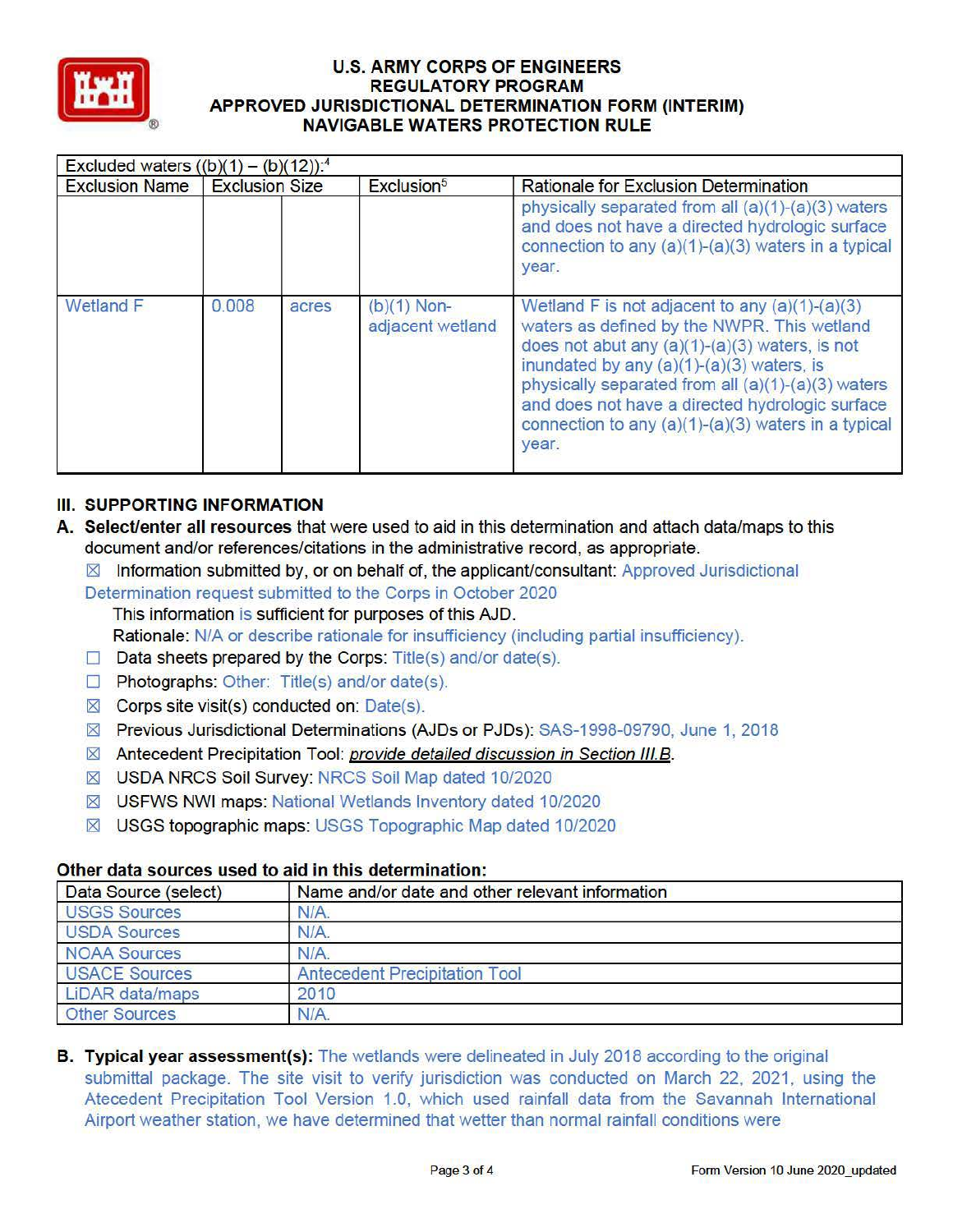| Excluded waters ((b)(1) – (b)(12)):[4] | | | | |
|---|---|---|---|---|
| Exclusion Name | Exclusion Size | | Exclusion[5] | Rationale for Exclusion Determination |
| | | | | physically separated from all (a)(1)-(a)(3) waters and does not have a directed hydrologic surface connection to any (a)(1)-(a)(3) waters in a typical year. |
| Wetland F | 0.008 | acres | (b)(1) Non-adjacent wetland | Wetland F is not adjacent to any (a)(1)-(a)(3) waters as defined by the NWPR. This wetland does not abut any (a)(1)-(a)(3) waters, is not inundated by any (a)(1)-(a)(3) waters, is physically separated from all (a)(1)-(a)(3) waters and does not have a directed hydrologic surface connection to any (a)(1)-(a)(3) waters in a typical year. |

## III. SUPPORTING INFORMATION

**A. Select/enter all resources** that were used to aid in this determination and attach data/maps to this document and/or references/citations in the administrative record, as appropriate.

☒ Information submitted by, or on behalf of, the applicant/consultant: Approved Jurisdictional Determination request submitted to the Corps in October 2020
This information is sufficient for purposes of this AJD.
Rationale: N/A or describe rationale for insufficiency (including partial insufficiency).

☐ Data sheets prepared by the Corps: Title(s) and/or date(s).

☐ Photographs: Other: Title(s) and/or date(s).

☒ Corps site visit(s) conducted on: Date(s).

☒ Previous Jurisdictional Determinations (AJDs or PJDs): SAS-1998-09790, June 1, 2018

☒ Antecedent Precipitation Tool: *provide detailed discussion in Section III.B*.

☒ USDA NRCS Soil Survey: NRCS Soil Map dated 10/2020

☒ USFWS NWI maps: National Wetlands Inventory dated 10/2020

☒ USGS topographic maps: USGS Topographic Map dated 10/2020

**Other data sources used to aid in this determination:**

| Data Source (select) | Name and/or date and other relevant information |
|---|---|
| USGS Sources | N/A. |
| USDA Sources | N/A. |
| NOAA Sources | N/A. |
| USACE Sources | Antecedent Precipitation Tool |
| LiDAR data/maps | 2010 |
| Other Sources | N/A. |

**B. Typical year assessment(s):** The wetlands were delineated in July 2018 according to the original submittal package. The site visit to verify jurisdiction was conducted on March 22, 2021, using the Atecedent Precipitation Tool Version 1.0, which used rainfall data from the Savannah International Airport weather station, we have determined that wetter than normal rainfall conditions were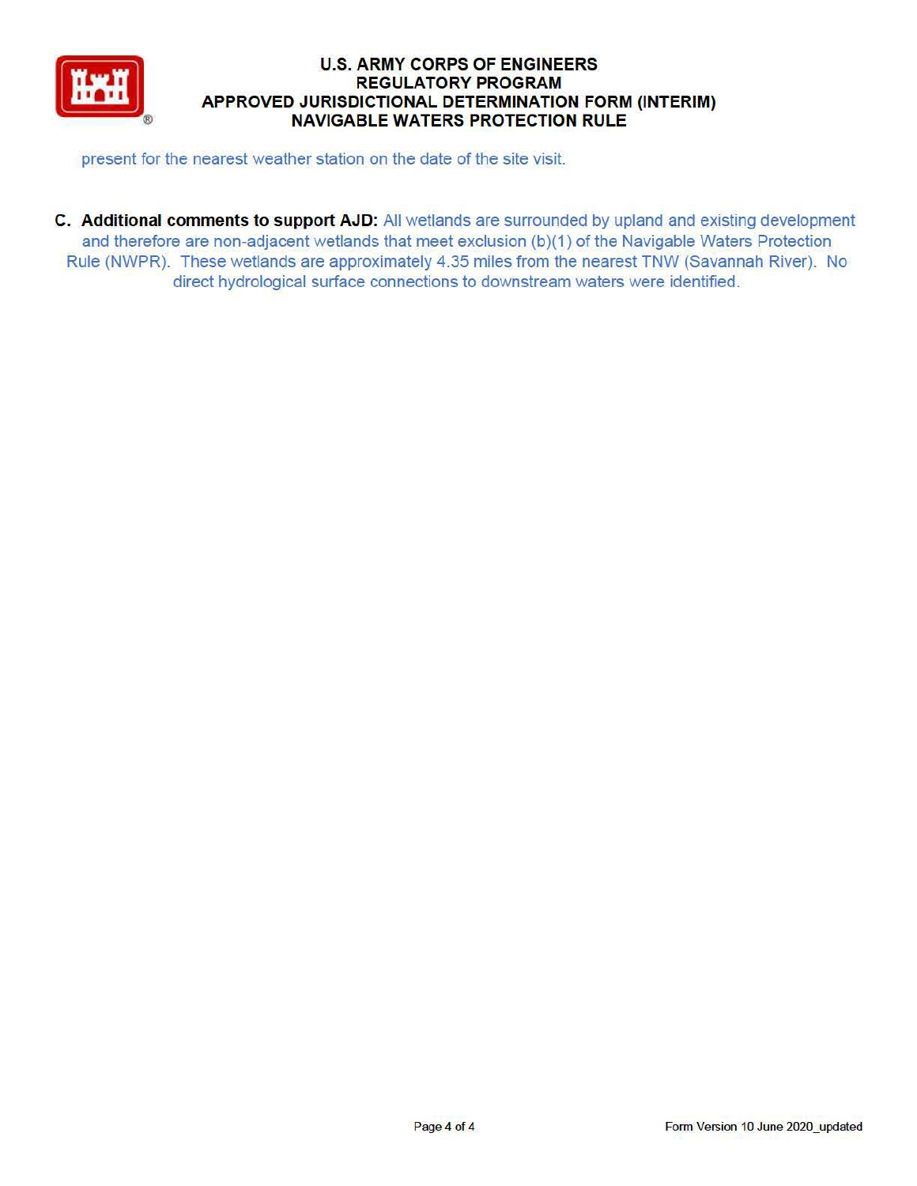present for the nearest weather station on the date of the site visit.

**C. Additional comments to support AJD:** All wetlands are surrounded by upland and existing development and therefore are non-adjacent wetlands that meet exclusion (b)(1) of the Navigable Waters Protection Rule (NWPR). These wetlands are approximately 4.35 miles from the nearest TNW (Savannah River). No direct hydrological surface connections to downstream waters were identified.